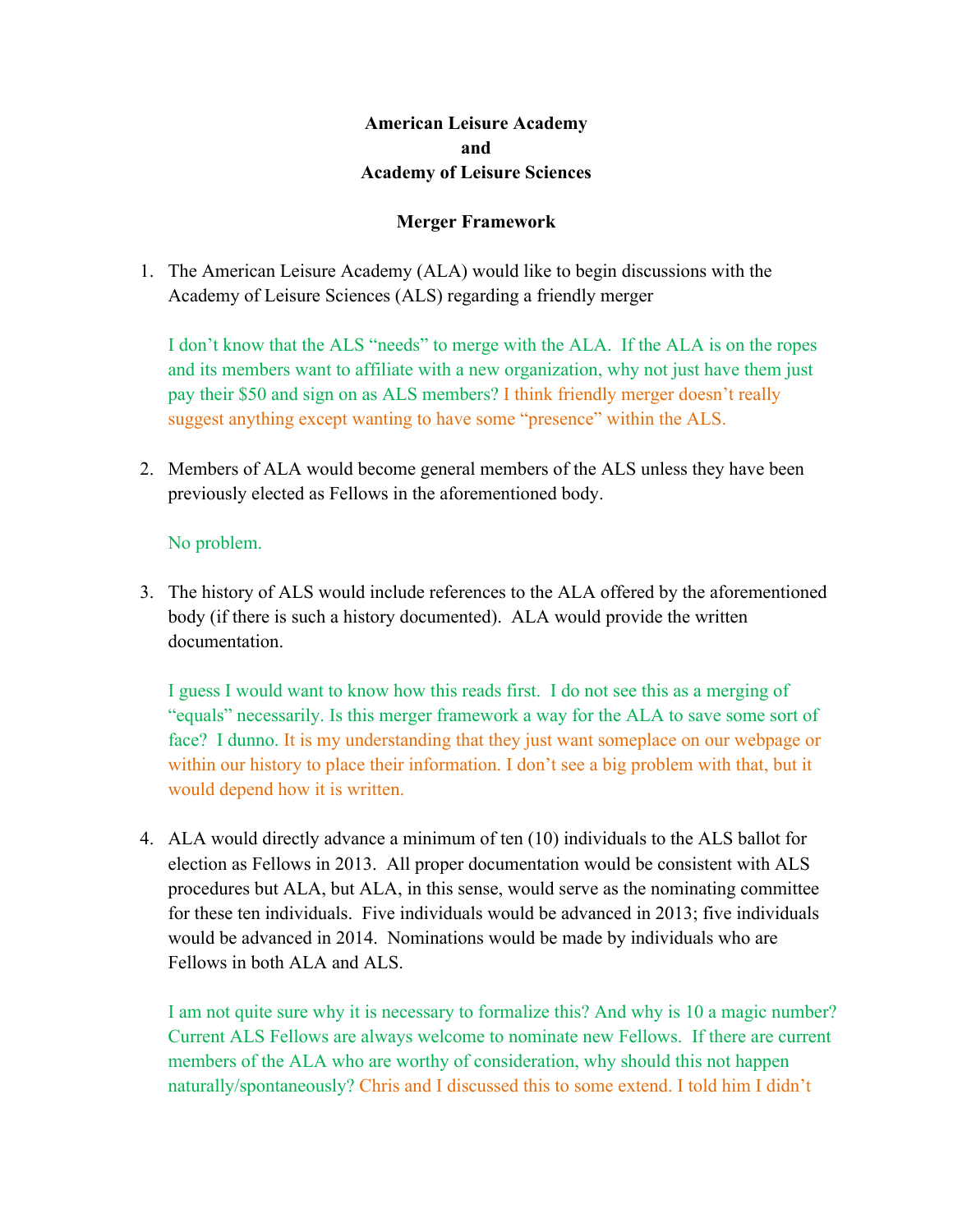**American Leisure Academy**
**and**
**Academy of Leisure Sciences**

**Merger Framework**

1. The American Leisure Academy (ALA) would like to begin discussions with the Academy of Leisure Sciences (ALS) regarding a friendly merger

   I don't know that the ALS "needs" to merge with the ALA. If the ALA is on the ropes and its members want to affiliate with a new organization, why not just have them just pay their $50 and sign on as ALS members? I think friendly merger doesn't really suggest anything except wanting to have some "presence" within the ALS.

2. Members of ALA would become general members of the ALS unless they have been previously elected as Fellows in the aforementioned body.

   No problem.

3. The history of ALS would include references to the ALA offered by the aforementioned body (if there is such a history documented). ALA would provide the written documentation.

   I guess I would want to know how this reads first. I do not see this as a merging of "equals" necessarily. Is this merger framework a way for the ALA to save some sort of face? I dunno. It is my understanding that they just want someplace on our webpage or within our history to place their information. I don't see a big problem with that, but it would depend how it is written.

4. ALA would directly advance a minimum of ten (10) individuals to the ALS ballot for election as Fellows in 2013. All proper documentation would be consistent with ALS procedures but ALA, but ALA, in this sense, would serve as the nominating committee for these ten individuals. Five individuals would be advanced in 2013; five individuals would be advanced in 2014. Nominations would be made by individuals who are Fellows in both ALA and ALS.

   I am not quite sure why it is necessary to formalize this? And why is 10 a magic number? Current ALS Fellows are always welcome to nominate new Fellows. If there are current members of the ALA who are worthy of consideration, why should this not happen naturally/spontaneously? Chris and I discussed this to some extend. I told him I didn't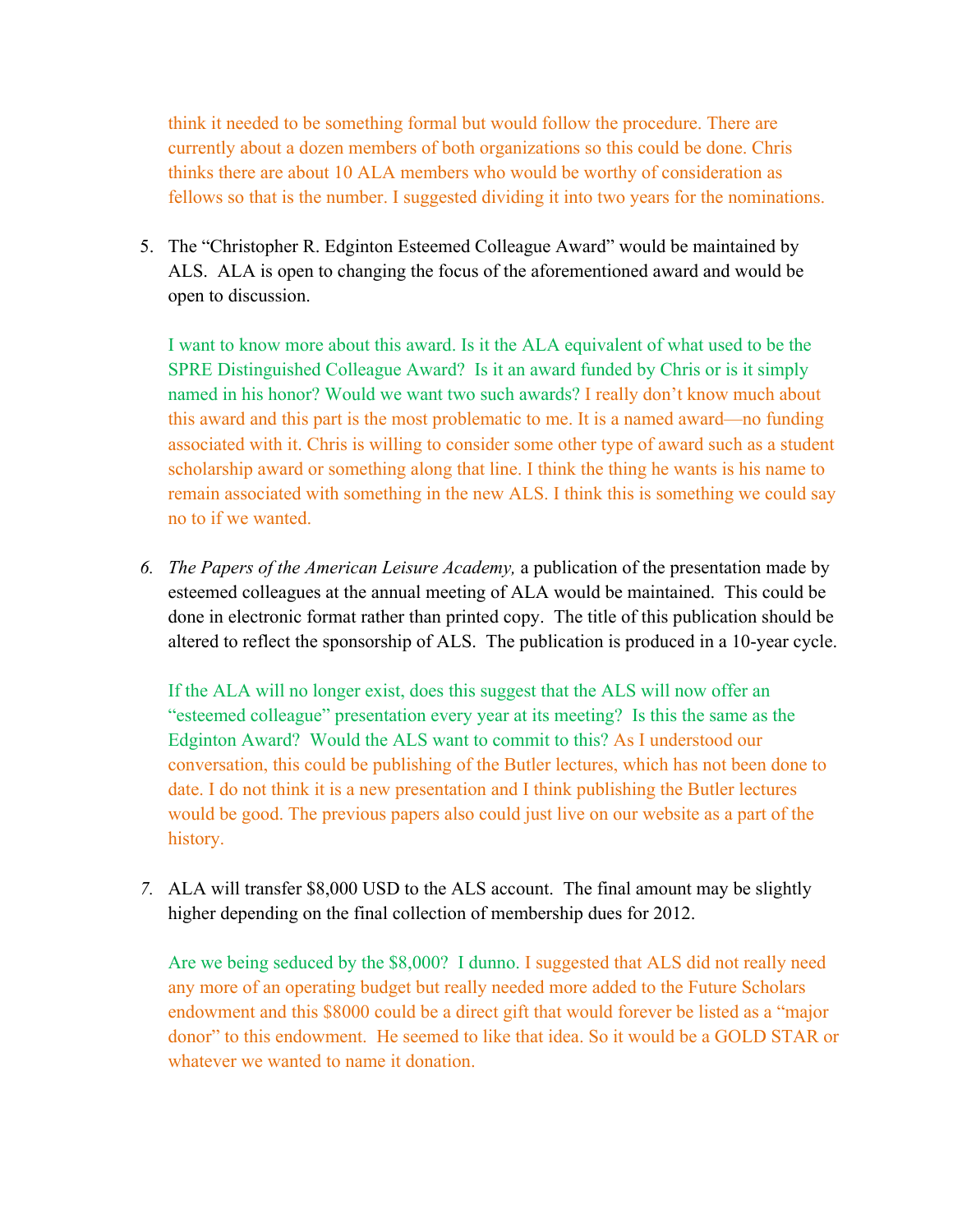think it needed to be something formal but would follow the procedure. There are currently about a dozen members of both organizations so this could be done. Chris thinks there are about 10 ALA members who would be worthy of consideration as fellows so that is the number. I suggested dividing it into two years for the nominations.

5. The "Christopher R. Edginton Esteemed Colleague Award" would be maintained by ALS. ALA is open to changing the focus of the aforementioned award and would be open to discussion.

   I want to know more about this award. Is it the ALA equivalent of what used to be the SPRE Distinguished Colleague Award? Is it an award funded by Chris or is it simply named in his honor? Would we want two such awards? I really don't know much about this award and this part is the most problematic to me. It is a named award—no funding associated with it. Chris is willing to consider some other type of award such as a student scholarship award or something along that line. I think the thing he wants is his name to remain associated with something in the new ALS. I think this is something we could say no to if we wanted.

6. *The Papers of the American Leisure Academy,* a publication of the presentation made by esteemed colleagues at the annual meeting of ALA would be maintained. This could be done in electronic format rather than printed copy. The title of this publication should be altered to reflect the sponsorship of ALS. The publication is produced in a 10-year cycle.

   If the ALA will no longer exist, does this suggest that the ALS will now offer an "esteemed colleague" presentation every year at its meeting? Is this the same as the Edginton Award? Would the ALS want to commit to this? As I understood our conversation, this could be publishing of the Butler lectures, which has not been done to date. I do not think it is a new presentation and I think publishing the Butler lectures would be good. The previous papers also could just live on our website as a part of the history.

7. ALA will transfer $8,000 USD to the ALS account. The final amount may be slightly higher depending on the final collection of membership dues for 2012.

   Are we being seduced by the $8,000? I dunno. I suggested that ALS did not really need any more of an operating budget but really needed more added to the Future Scholars endowment and this $8000 could be a direct gift that would forever be listed as a "major donor" to this endowment. He seemed to like that idea. So it would be a GOLD STAR or whatever we wanted to name it donation.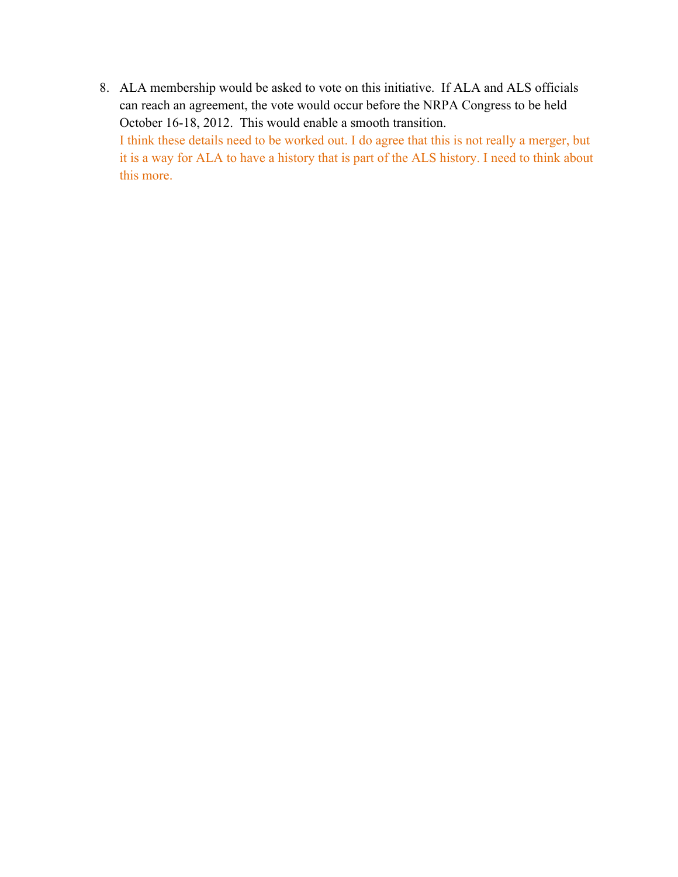8. ALA membership would be asked to vote on this initiative. If ALA and ALS officials can reach an agreement, the vote would occur before the NRPA Congress to be held October 16-18, 2012. This would enable a smooth transition.
   I think these details need to be worked out. I do agree that this is not really a merger, but it is a way for ALA to have a history that is part of the ALS history. I need to think about this more.